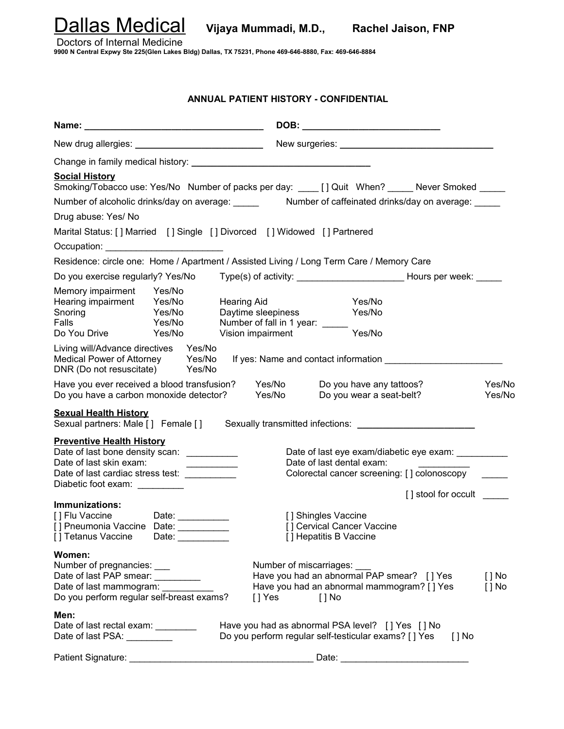# Dallas Medical **Vijaya Mummadi, M.D., Rachel Jaison, FNP**

Doctors of Internal Medicine

**9900 N Central Expwy Ste 225(Glen Lakes Bldg) Dallas, TX 75231, Phone 469-646-8880, Fax: 469-646-8884**

## ANNUAL PATIENT HISTORY - CONFIDENTIAL

**Name:** ___________________________________ **DOB:** ___________________________

New drug allergies: _________________________ New surgeries: ______________________________

Change in family medical history: ___________________________________

**Social History**

Smoking/Tobacco use: Yes/No Number of packs per day: ____ [ ] Quit When? _____ Never Smoked _____

Number of alcoholic drinks/day on average: _____ Number of caffeinated drinks/day on average: _____

Drug abuse: Yes/ No

Marital Status: [ ] Married [ ] Single [ ] Divorced [ ] Widowed [ ] Partnered

Occupation: _______________________

Residence: circle one: Home / Apartment / Assisted Living / Long Term Care / Memory Care

Do you exercise regularly? Yes/No Type(s) of activity: _____________________ Hours per week: _____

Memory impairment Yes/No

Hearing impairment Yes/No Hearing Aid Yes/No

Snoring Yes/No Daytime sleepiness Yes/No

Falls Yes/No Number of fall in 1 year: _____

Do You Drive Yes/No Vision impairment Yes/No

Living will/Advance directives Yes/No

Medical Power of Attorney Yes/No If yes: Name and contact information ______________________

DNR (Do not resuscitate) Yes/No

Have you ever received a blood transfusion? Yes/No Do you have any tattoos? Yes/No

Do you have a carbon monoxide detector? Yes/No Do you wear a seat-belt? Yes/No

**Sexual Health History**

Sexual partners: Male [ ] Female [ ] Sexually transmitted infections: ______________________

**Preventive Health History**

Date of last bone density scan: __________ Date of last eye exam/diabetic eye exam: __________

Date of last skin exam: __________ Date of last dental exam: __________

Date of last cardiac stress test: __________ Colorectal cancer screening: [ ] colonoscopy _____

Diabetic foot exam: _________ [ ] stool for occult _____

**Immunizations:**

[ ] Flu Vaccine Date: __________ [ ] Shingles Vaccine

[ ] Pneumonia Vaccine Date: __________ [ ] Cervical Cancer Vaccine

[ ] Tetanus Vaccine Date: __________ [ ] Hepatitis B Vaccine

**Women:**

Number of pregnancies: ___ Number of miscarriages: ___

Date of last PAP smear: _________ Have you had an abnormal PAP smear? [ ] Yes [ ] No

Date of last mammogram: __________ Have you had an abnormal mammogram? [ ] Yes [ ] No

Do you perform regular self-breast exams? [ ] Yes [ ] No

**Men:**

Date of last rectal exam: ________ Have you had as abnormal PSA level? [ ] Yes [ ] No

Date of last PSA: _________ Do you perform regular self-testicular exams? [ ] Yes [ ] No

Patient Signature: ____________________________________ Date: _________________________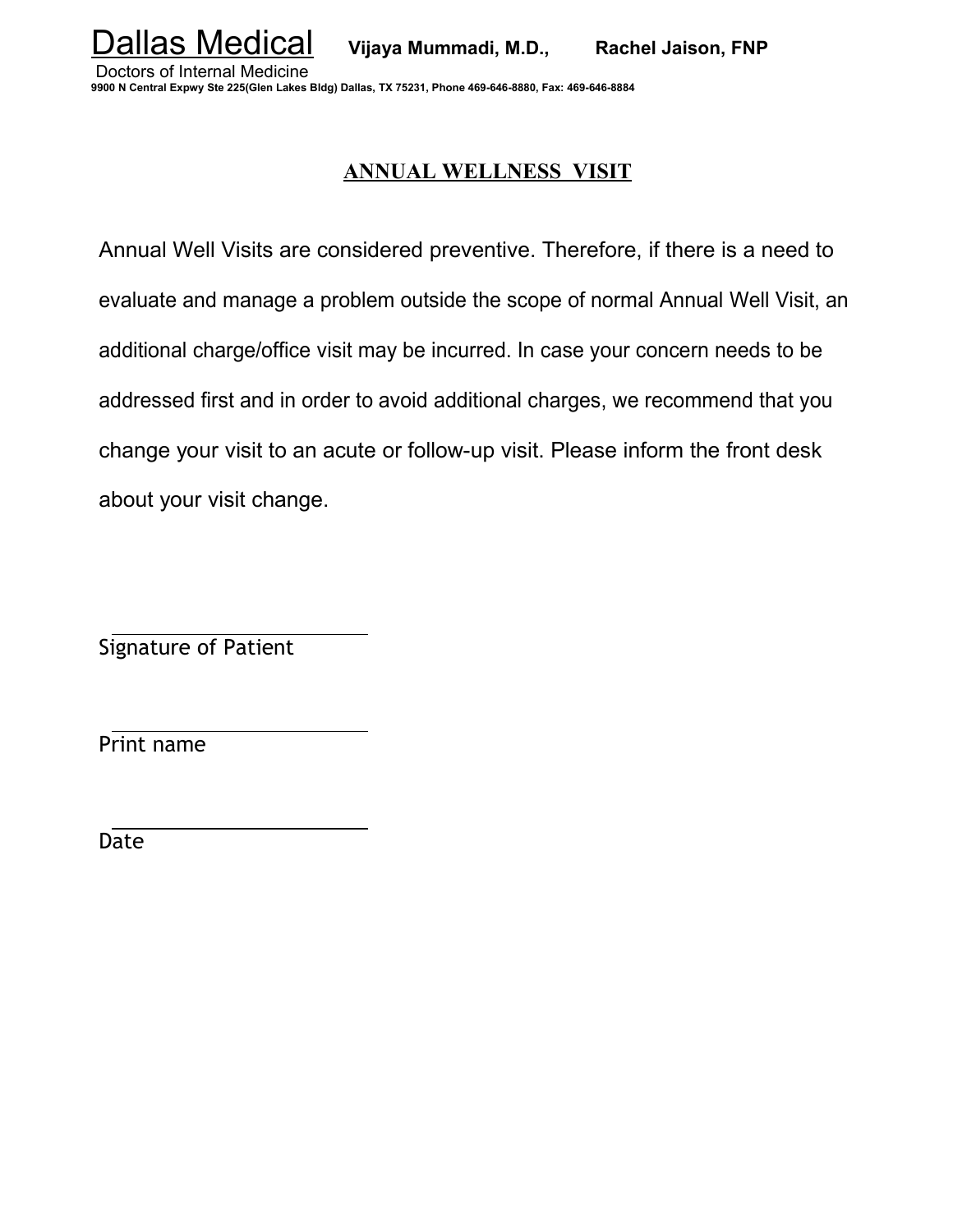Dallas Medical **Vijaya Mummadi, M.D., Rachel Jaison, FNP**

Doctors of Internal Medicine

**9900 N Central Expwy Ste 225(Glen Lakes Bldg) Dallas, TX 75231, Phone 469-646-8880, Fax: 469-646-8884**

## ANNUAL WELLNESS VISIT

Annual Well Visits are considered preventive. Therefore, if there is a need to evaluate and manage a problem outside the scope of normal Annual Well Visit, an additional charge/office visit may be incurred. In case your concern needs to be addressed first and in order to avoid additional charges, we recommend that you change your visit to an acute or follow-up visit. Please inform the front desk about your visit change.

\_\_\_\_\_\_\_\_\_\_\_\_\_\_\_\_\_\_\_\_\_\_\_\_\_\_\_\_

Signature of Patient

\_\_\_\_\_\_\_\_\_\_\_\_\_\_\_\_\_\_\_\_\_\_\_\_\_\_\_\_

Print name

\_\_\_\_\_\_\_\_\_\_\_\_\_\_\_\_\_\_\_\_\_\_\_\_\_\_\_\_

Date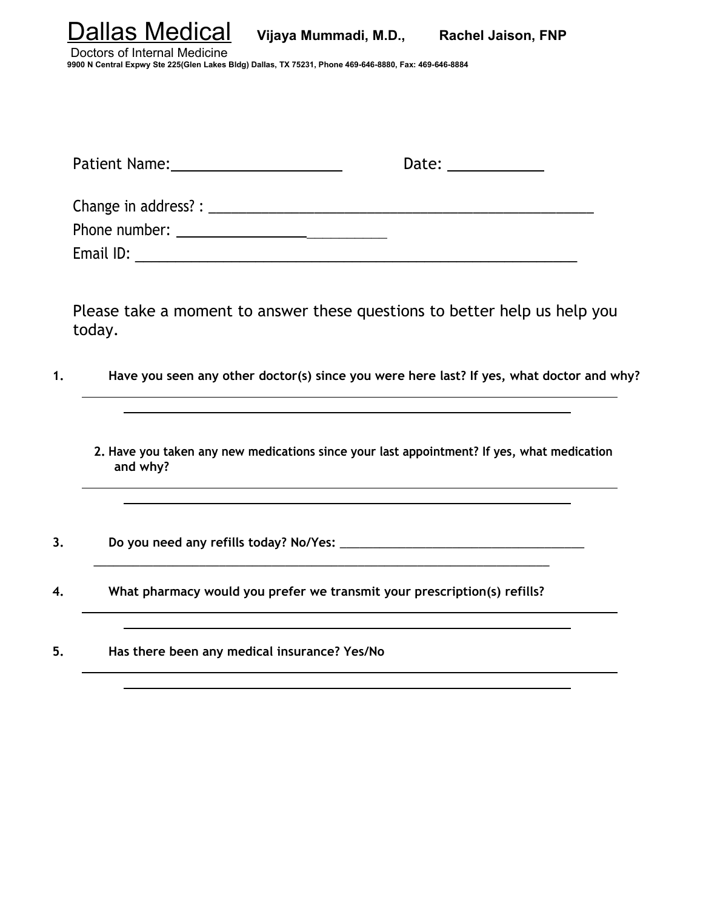# Dallas Medical

**Vijaya Mummadi, M.D., Rachel Jaison, FNP**

Doctors of Internal Medicine

**9900 N Central Expwy Ste 225(Glen Lakes Bldg) Dallas, TX 75231, Phone 469-646-8880, Fax: 469-646-8884**

Patient Name:______________________ Date: ____________

Change in address? : ______________________________________________________

Phone number: ____________________________

Email ID: ________________________________________________________________

Please take a moment to answer these questions to better help us help you today.

1. **Have you seen any other doctor(s) since you were here last? If yes, what doctor and why?**

   ________________________________________________________________________________

   ________________________________________________________________________________

2. **Have you taken any new medications since your last appointment? If yes, what medication and why?**

   ________________________________________________________________________________

   ________________________________________________________________________________

3. **Do you need any refills today? No/Yes:** ______________________________________

   ________________________________________________________________________________

4. **What pharmacy would you prefer we transmit your prescription(s) refills?**

   ________________________________________________________________________________

   ________________________________________________________________________________

5. **Has there been any medical insurance? Yes/No**

   ________________________________________________________________________________

   ________________________________________________________________________________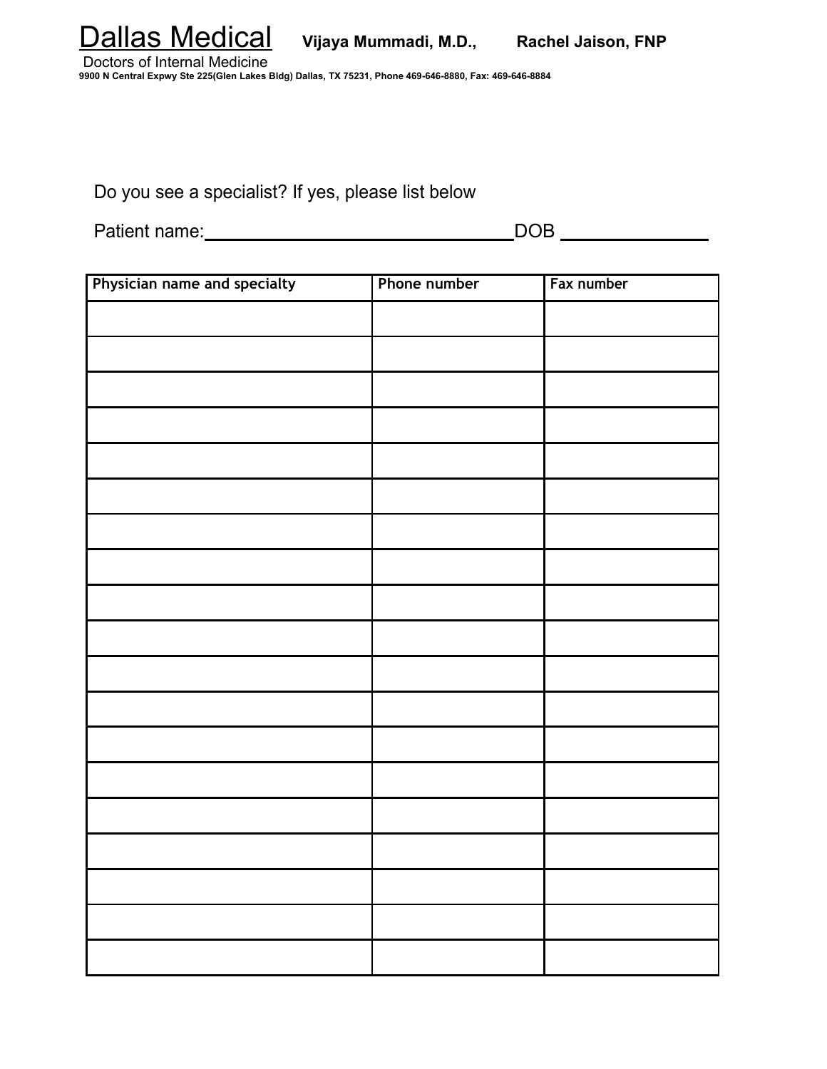# Dallas Medical

**Vijaya Mummadi, M.D.,** **Rachel Jaison, FNP**

Doctors of Internal Medicine

**9900 N Central Expwy Ste 225(Glen Lakes Bldg) Dallas, TX 75231, Phone 469-646-8880, Fax: 469-646-8884**

Do you see a specialist? If yes, please list below

Patient name:_______________________________DOB _______________

| Physician name and specialty | Phone number | Fax number |
| --- | --- | --- |
| | | |
| | | |
| | | |
| | | |
| | | |
| | | |
| | | |
| | | |
| | | |
| | | |
| | | |
| | | |
| | | |
| | | |
| | | |
| | | |
| | | |
| | | |
| | | |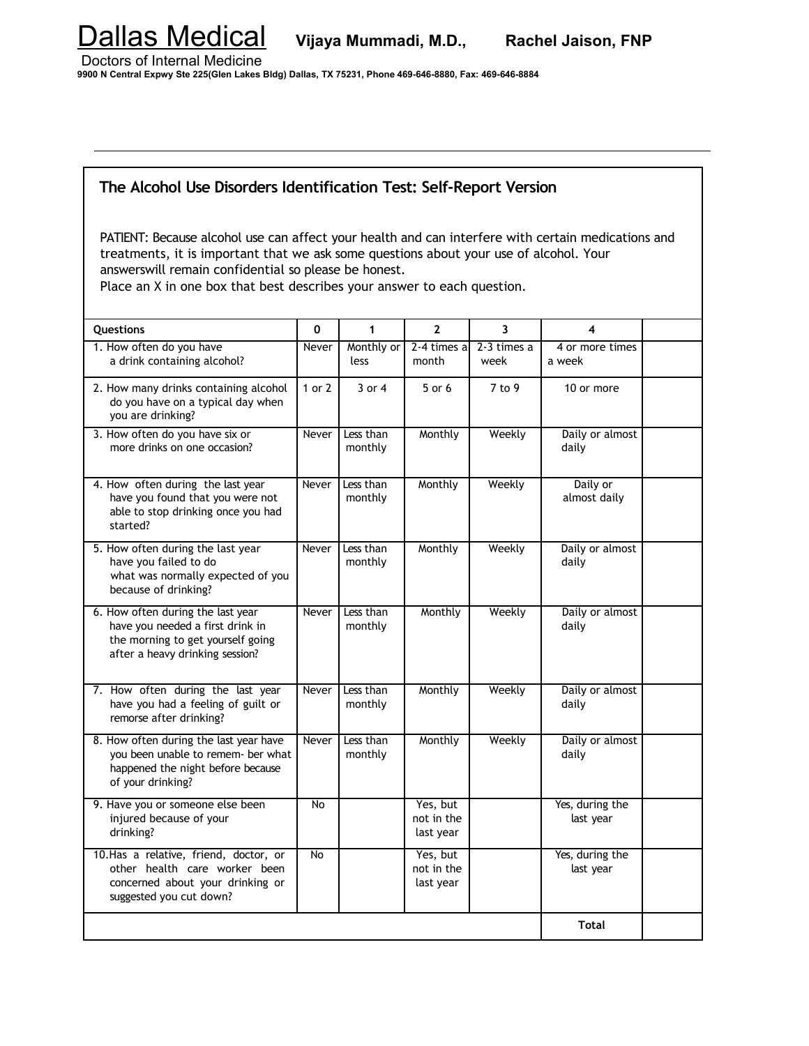# Dallas Medical

**Vijaya Mummadi, M.D., Rachel Jaison, FNP**

Doctors of Internal Medicine

**9900 N Central Expwy Ste 225(Glen Lakes Bldg) Dallas, TX 75231, Phone 469-646-8880, Fax: 469-646-8884**

---

## The Alcohol Use Disorders Identification Test: Self-Report Version

PATIENT: Because alcohol use can affect your health and can interfere with certain medications and treatments, it is important that we ask some questions about your use of alcohol. Your answerswill remain confidential so please be honest.
Place an X in one box that best describes your answer to each question.

| Questions | 0 | 1 | 2 | 3 | 4 | |
|---|---|---|---|---|---|---|
| 1. How often do you have a drink containing alcohol? | Never | Monthly or less | 2-4 times a month | 2-3 times a week | 4 or more times a week | |
| 2. How many drinks containing alcohol do you have on a typical day when you are drinking? | 1 or 2 | 3 or 4 | 5 or 6 | 7 to 9 | 10 or more | |
| 3. How often do you have six or more drinks on one occasion? | Never | Less than monthly | Monthly | Weekly | Daily or almost daily | |
| 4. How often during the last year have you found that you were not able to stop drinking once you had started? | Never | Less than monthly | Monthly | Weekly | Daily or almost daily | |
| 5. How often during the last year have you failed to do what was normally expected of you because of drinking? | Never | Less than monthly | Monthly | Weekly | Daily or almost daily | |
| 6. How often during the last year have you needed a first drink in the morning to get yourself going after a heavy drinking session? | Never | Less than monthly | Monthly | Weekly | Daily or almost daily | |
| 7. How often during the last year have you had a feeling of guilt or remorse after drinking? | Never | Less than monthly | Monthly | Weekly | Daily or almost daily | |
| 8. How often during the last year have you been unable to remem- ber what happened the night before because of your drinking? | Never | Less than monthly | Monthly | Weekly | Daily or almost daily | |
| 9. Have you or someone else been injured because of your drinking? | No | | Yes, but not in the last year | | Yes, during the last year | |
| 10.Has a relative, friend, doctor, or other health care worker been concerned about your drinking or suggested you cut down? | No | | Yes, but not in the last year | | Yes, during the last year | |
| | | | | | **Total** | |